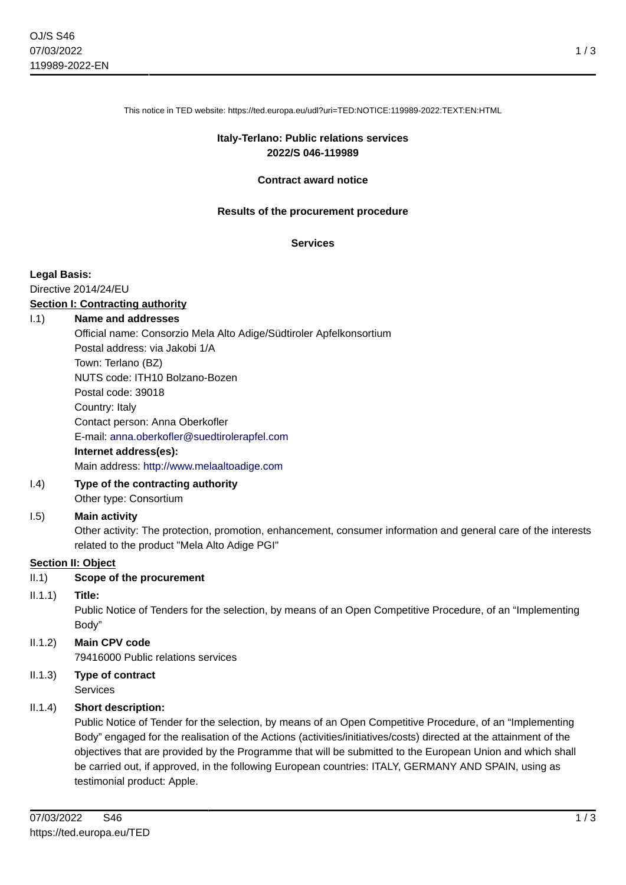This notice in TED website: https://ted.europa.eu/udl?uri=TED:NOTICE:119989-2022:TEXT:EN:HTML

**Italy-Terlano: Public relations services**
**2022/S 046-119989**

**Contract award notice**

**Results of the procurement procedure**

**Services**

**Legal Basis:**

Directive 2014/24/EU

**Section I: Contracting authority**

I.1) **Name and addresses**

Official name: Consorzio Mela Alto Adige/Südtiroler Apfelkonsortium
Postal address: via Jakobi 1/A
Town: Terlano (BZ)
NUTS code: ITH10 Bolzano-Bozen
Postal code: 39018
Country: Italy
Contact person: Anna Oberkofler
E-mail: anna.oberkofler@suedtirolerapfel.com

**Internet address(es):**

Main address: http://www.melaaltoadige.com

I.4) **Type of the contracting authority**

Other type: Consortium

I.5) **Main activity**

Other activity: The protection, promotion, enhancement, consumer information and general care of the interests related to the product "Mela Alto Adige PGI"

**Section II: Object**

II.1) **Scope of the procurement**

II.1.1) **Title:**

Public Notice of Tenders for the selection, by means of an Open Competitive Procedure, of an "Implementing Body"

II.1.2) **Main CPV code**

79416000 Public relations services

II.1.3) **Type of contract**

Services

II.1.4) **Short description:**

Public Notice of Tender for the selection, by means of an Open Competitive Procedure, of an "Implementing Body" engaged for the realisation of the Actions (activities/initiatives/costs) directed at the attainment of the objectives that are provided by the Programme that will be submitted to the European Union and which shall be carried out, if approved, in the following European countries: ITALY, GERMANY AND SPAIN, using as testimonial product: Apple.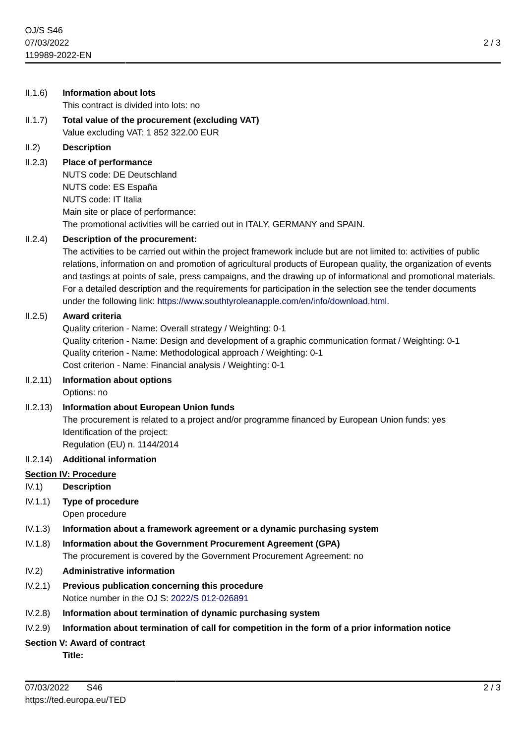II.1.6) **Information about lots**

This contract is divided into lots: no

II.1.7) **Total value of the procurement (excluding VAT)**

Value excluding VAT: 1 852 322.00 EUR

II.2) **Description**

II.2.3) **Place of performance**

NUTS code: DE Deutschland
NUTS code: ES España
NUTS code: IT Italia
Main site or place of performance:
The promotional activities will be carried out in ITALY, GERMANY and SPAIN.

II.2.4) **Description of the procurement:**

The activities to be carried out within the project framework include but are not limited to: activities of public relations, information on and promotion of agricultural products of European quality, the organization of events and tastings at points of sale, press campaigns, and the drawing up of informational and promotional materials. For a detailed description and the requirements for participation in the selection see the tender documents under the following link: https://www.southtyroleanapple.com/en/info/download.html.

II.2.5) **Award criteria**

Quality criterion - Name: Overall strategy / Weighting: 0-1
Quality criterion - Name: Design and development of a graphic communication format / Weighting: 0-1
Quality criterion - Name: Methodological approach / Weighting: 0-1
Cost criterion - Name: Financial analysis / Weighting: 0-1

II.2.11) **Information about options**

Options: no

II.2.13) **Information about European Union funds**

The procurement is related to a project and/or programme financed by European Union funds: yes
Identification of the project:
Regulation (EU) n. 1144/2014

II.2.14) **Additional information**

**Section IV: Procedure**

IV.1) **Description**

IV.1.1) **Type of procedure**

Open procedure

IV.1.3) **Information about a framework agreement or a dynamic purchasing system**

IV.1.8) **Information about the Government Procurement Agreement (GPA)**

The procurement is covered by the Government Procurement Agreement: no

IV.2) **Administrative information**

IV.2.1) **Previous publication concerning this procedure**

Notice number in the OJ S: 2022/S 012-026891

IV.2.8) **Information about termination of dynamic purchasing system**

IV.2.9) **Information about termination of call for competition in the form of a prior information notice**

**Section V: Award of contract**

**Title:**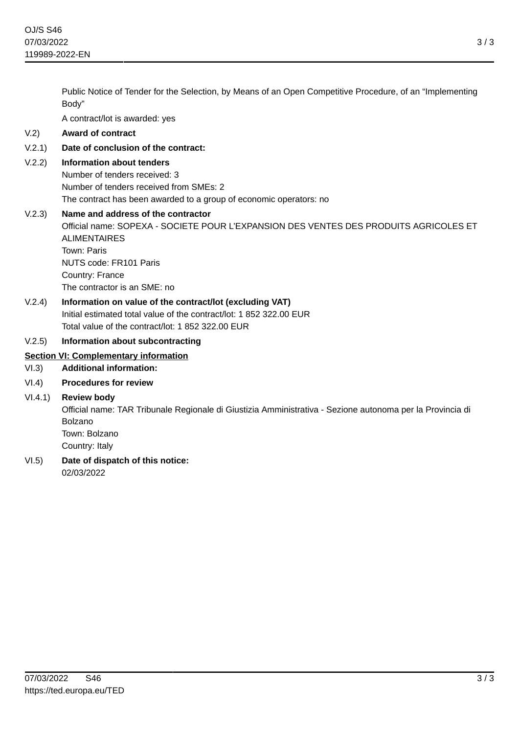Public Notice of Tender for the Selection, by Means of an Open Competitive Procedure, of an “Implementing Body”

A contract/lot is awarded: yes

V.2) **Award of contract**

V.2.1) **Date of conclusion of the contract:**

V.2.2) **Information about tenders**
Number of tenders received: 3
Number of tenders received from SMEs: 2
The contract has been awarded to a group of economic operators: no

V.2.3) **Name and address of the contractor**
Official name: SOPEXA - SOCIETE POUR L’EXPANSION DES VENTES DES PRODUITS AGRICOLES ET ALIMENTAIRES
Town: Paris
NUTS code: FR101 Paris
Country: France
The contractor is an SME: no

V.2.4) **Information on value of the contract/lot (excluding VAT)**
Initial estimated total value of the contract/lot: 1 852 322.00 EUR
Total value of the contract/lot: 1 852 322.00 EUR

V.2.5) **Information about subcontracting**

## Section VI: Complementary information

VI.3) **Additional information:**

VI.4) **Procedures for review**

VI.4.1) **Review body**
Official name: TAR Tribunale Regionale di Giustizia Amministrativa - Sezione autonoma per la Provincia di Bolzano
Town: Bolzano
Country: Italy

VI.5) **Date of dispatch of this notice:**
02/03/2022